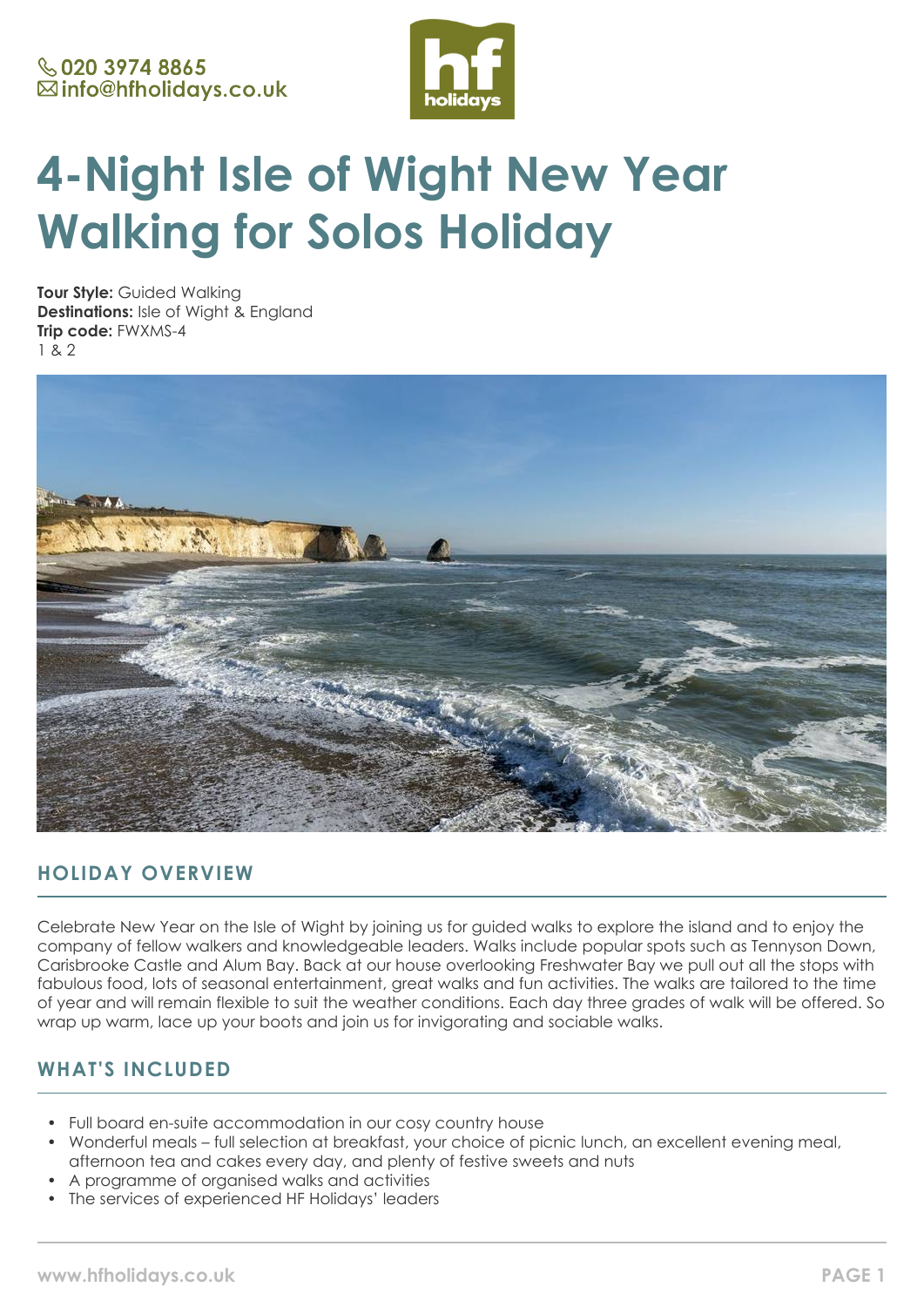020 3974 8865
info@hfholidays.co.uk

# 4-Night Isle of Wight New Year Walking for Solos Holiday

**Tour Style:** Guided Walking
**Destinations:** Isle of Wight & England
**Trip code:** FWXMS-4
1 & 2

## HOLIDAY OVERVIEW

Celebrate New Year on the Isle of Wight by joining us for guided walks to explore the island and to enjoy the company of fellow walkers and knowledgeable leaders. Walks include popular spots such as Tennyson Down, Carisbrooke Castle and Alum Bay. Back at our house overlooking Freshwater Bay we pull out all the stops with fabulous food, lots of seasonal entertainment, great walks and fun activities. The walks are tailored to the time of year and will remain flexible to suit the weather conditions. Each day three grades of walk will be offered. So wrap up warm, lace up your boots and join us for invigorating and sociable walks.

## WHAT'S INCLUDED

- Full board en-suite accommodation in our cosy country house
- Wonderful meals – full selection at breakfast, your choice of picnic lunch, an excellent evening meal, afternoon tea and cakes every day, and plenty of festive sweets and nuts
- A programme of organised walks and activities
- The services of experienced HF Holidays' leaders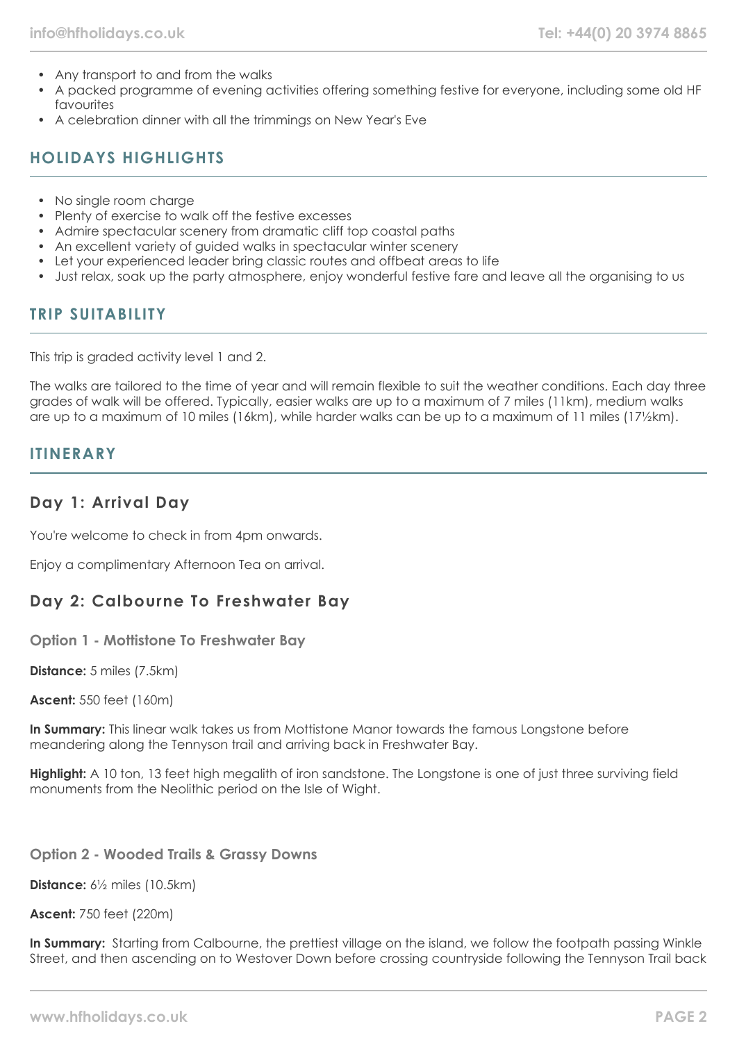- Any transport to and from the walks
- A packed programme of evening activities offering something festive for everyone, including some old HF favourites
- A celebration dinner with all the trimmings on New Year's Eve

## HOLIDAYS HIGHLIGHTS

- No single room charge
- Plenty of exercise to walk off the festive excesses
- Admire spectacular scenery from dramatic cliff top coastal paths
- An excellent variety of guided walks in spectacular winter scenery
- Let your experienced leader bring classic routes and offbeat areas to life
- Just relax, soak up the party atmosphere, enjoy wonderful festive fare and leave all the organising to us

## TRIP SUITABILITY

This trip is graded activity level 1 and 2.

The walks are tailored to the time of year and will remain flexible to suit the weather conditions. Each day three grades of walk will be offered. Typically, easier walks are up to a maximum of 7 miles (11km), medium walks are up to a maximum of 10 miles (16km), while harder walks can be up to a maximum of 11 miles (17½km).

## ITINERARY

### Day 1: Arrival Day

You're welcome to check in from 4pm onwards.

Enjoy a complimentary Afternoon Tea on arrival.

### Day 2: Calbourne To Freshwater Bay

#### Option 1 - Mottistone To Freshwater Bay

**Distance:** 5 miles (7.5km)

**Ascent:** 550 feet (160m)

**In Summary:** This linear walk takes us from Mottistone Manor towards the famous Longstone before meandering along the Tennyson trail and arriving back in Freshwater Bay.

**Highlight:** A 10 ton, 13 feet high megalith of iron sandstone. The Longstone is one of just three surviving field monuments from the Neolithic period on the Isle of Wight.

#### Option 2 - Wooded Trails & Grassy Downs

**Distance:** 6½ miles (10.5km)

**Ascent:** 750 feet (220m)

**In Summary:** Starting from Calbourne, the prettiest village on the island, we follow the footpath passing Winkle Street, and then ascending on to Westover Down before crossing countryside following the Tennyson Trail back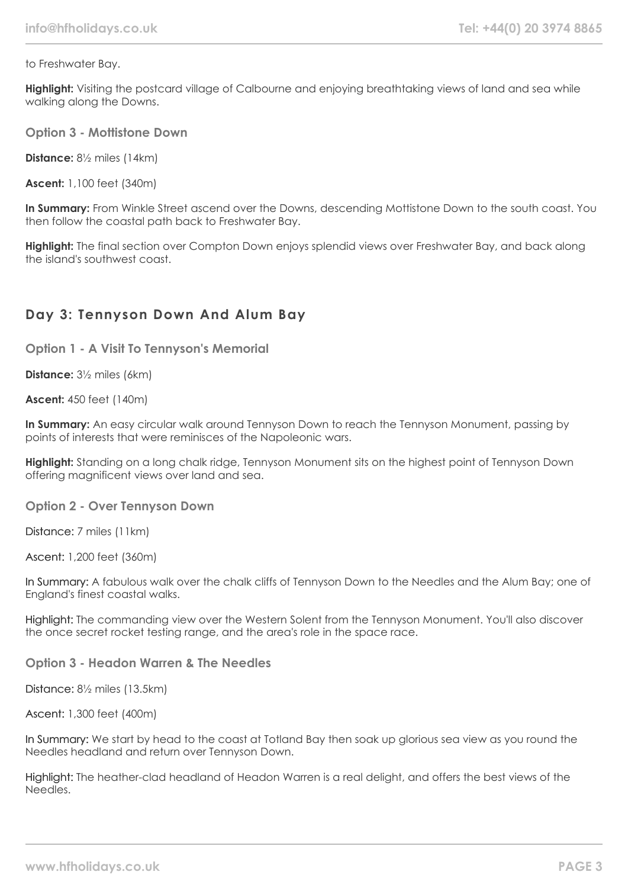to Freshwater Bay.

**Highlight:** Visiting the postcard village of Calbourne and enjoying breathtaking views of land and sea while walking along the Downs.

### Option 3 - Mottistone Down

**Distance:** 8½ miles (14km)

**Ascent:** 1,100 feet (340m)

**In Summary:** From Winkle Street ascend over the Downs, descending Mottistone Down to the south coast. You then follow the coastal path back to Freshwater Bay.

**Highlight:** The final section over Compton Down enjoys splendid views over Freshwater Bay, and back along the island's southwest coast.

## Day 3: Tennyson Down And Alum Bay

### Option 1 - A Visit To Tennyson's Memorial

**Distance:** 3½ miles (6km)

**Ascent:** 450 feet (140m)

**In Summary:** An easy circular walk around Tennyson Down to reach the Tennyson Monument, passing by points of interests that were reminisces of the Napoleonic wars.

**Highlight:** Standing on a long chalk ridge, Tennyson Monument sits on the highest point of Tennyson Down offering magnificent views over land and sea.

### Option 2 - Over Tennyson Down

Distance: 7 miles (11km)

Ascent: 1,200 feet (360m)

In Summary: A fabulous walk over the chalk cliffs of Tennyson Down to the Needles and the Alum Bay; one of England's finest coastal walks.

Highlight: The commanding view over the Western Solent from the Tennyson Monument. You'll also discover the once secret rocket testing range, and the area's role in the space race.

### Option 3 - Headon Warren & The Needles

Distance: 8½ miles (13.5km)

Ascent: 1,300 feet (400m)

In Summary: We start by head to the coast at Totland Bay then soak up glorious sea view as you round the Needles headland and return over Tennyson Down.

Highlight: The heather-clad headland of Headon Warren is a real delight, and offers the best views of the Needles.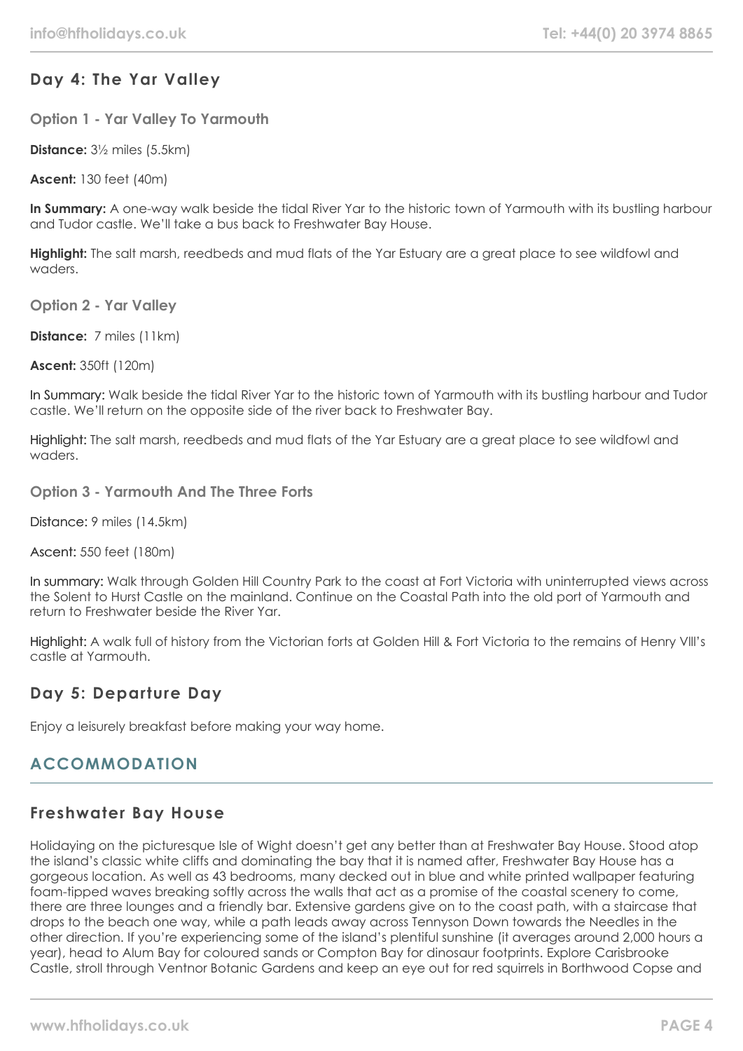## Day 4: The Yar Valley

### Option 1 - Yar Valley To Yarmouth

**Distance:** 3½ miles (5.5km)

**Ascent:** 130 feet (40m)

**In Summary:** A one-way walk beside the tidal River Yar to the historic town of Yarmouth with its bustling harbour and Tudor castle. We'll take a bus back to Freshwater Bay House.

**Highlight:** The salt marsh, reedbeds and mud flats of the Yar Estuary are a great place to see wildfowl and waders.

### Option 2 - Yar Valley

**Distance:** 7 miles (11km)

**Ascent:** 350ft (120m)

**In Summary:** Walk beside the tidal River Yar to the historic town of Yarmouth with its bustling harbour and Tudor castle. We'll return on the opposite side of the river back to Freshwater Bay.

**Highlight:** The salt marsh, reedbeds and mud flats of the Yar Estuary are a great place to see wildfowl and waders.

### Option 3 - Yarmouth And The Three Forts

**Distance:** 9 miles (14.5km)

**Ascent:** 550 feet (180m)

**In summary:** Walk through Golden Hill Country Park to the coast at Fort Victoria with uninterrupted views across the Solent to Hurst Castle on the mainland. Continue on the Coastal Path into the old port of Yarmouth and return to Freshwater beside the River Yar.

**Highlight:** A walk full of history from the Victorian forts at Golden Hill & Fort Victoria to the remains of Henry VIII's castle at Yarmouth.

## Day 5: Departure Day

Enjoy a leisurely breakfast before making your way home.

# ACCOMMODATION

## Freshwater Bay House

Holidaying on the picturesque Isle of Wight doesn't get any better than at Freshwater Bay House. Stood atop the island's classic white cliffs and dominating the bay that it is named after, Freshwater Bay House has a gorgeous location. As well as 43 bedrooms, many decked out in blue and white printed wallpaper featuring foam-tipped waves breaking softly across the walls that act as a promise of the coastal scenery to come, there are three lounges and a friendly bar. Extensive gardens give on to the coast path, with a staircase that drops to the beach one way, while a path leads away across Tennyson Down towards the Needles in the other direction. If you're experiencing some of the island's plentiful sunshine (it averages around 2,000 hours a year), head to Alum Bay for coloured sands or Compton Bay for dinosaur footprints. Explore Carisbrooke Castle, stroll through Ventnor Botanic Gardens and keep an eye out for red squirrels in Borthwood Copse and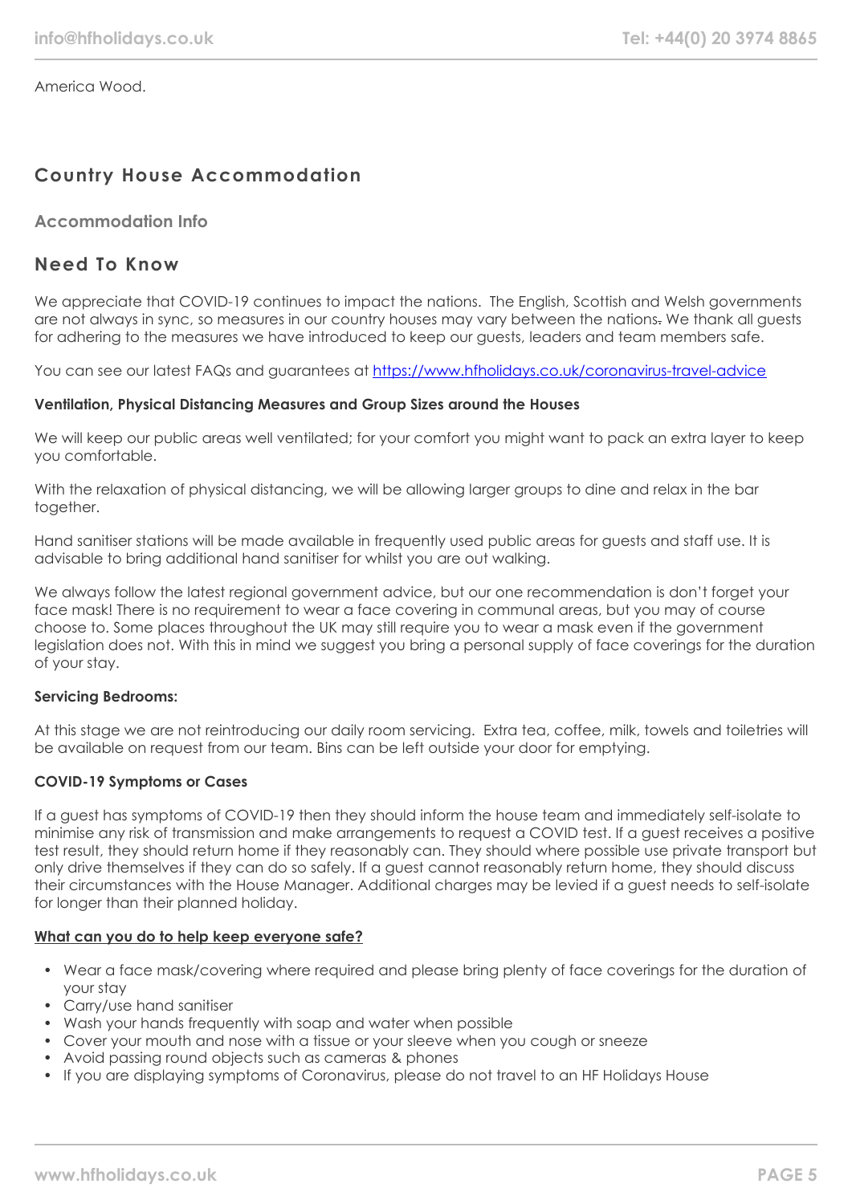America Wood.

## Country House Accommodation

### Accommodation Info

## Need To Know

We appreciate that COVID-19 continues to impact the nations. The English, Scottish and Welsh governments are not always in sync, so measures in our country houses may vary between the nations. We thank all guests for adhering to the measures we have introduced to keep our guests, leaders and team members safe.

You can see our latest FAQs and guarantees at [https://www.hfholidays.co.uk/coronavirus-travel-advice](https://www.hfholidays.co.uk/coronavirus-travel-advice)

**Ventilation, Physical Distancing Measures and Group Sizes around the Houses**

We will keep our public areas well ventilated; for your comfort you might want to pack an extra layer to keep you comfortable.

With the relaxation of physical distancing, we will be allowing larger groups to dine and relax in the bar together.

Hand sanitiser stations will be made available in frequently used public areas for guests and staff use. It is advisable to bring additional hand sanitiser for whilst you are out walking.

We always follow the latest regional government advice, but our one recommendation is don't forget your face mask! There is no requirement to wear a face covering in communal areas, but you may of course choose to. Some places throughout the UK may still require you to wear a mask even if the government legislation does not. With this in mind we suggest you bring a personal supply of face coverings for the duration of your stay.

**Servicing Bedrooms:**

At this stage we are not reintroducing our daily room servicing. Extra tea, coffee, milk, towels and toiletries will be available on request from our team. Bins can be left outside your door for emptying.

**COVID-19 Symptoms or Cases**

If a guest has symptoms of COVID-19 then they should inform the house team and immediately self-isolate to minimise any risk of transmission and make arrangements to request a COVID test. If a guest receives a positive test result, they should return home if they reasonably can. They should where possible use private transport but only drive themselves if they can do so safely. If a guest cannot reasonably return home, they should discuss their circumstances with the House Manager. Additional charges may be levied if a guest needs to self-isolate for longer than their planned holiday.

**What can you do to help keep everyone safe?**

- Wear a face mask/covering where required and please bring plenty of face coverings for the duration of your stay
- Carry/use hand sanitiser
- Wash your hands frequently with soap and water when possible
- Cover your mouth and nose with a tissue or your sleeve when you cough or sneeze
- Avoid passing round objects such as cameras & phones
- If you are displaying symptoms of Coronavirus, please do not travel to an HF Holidays House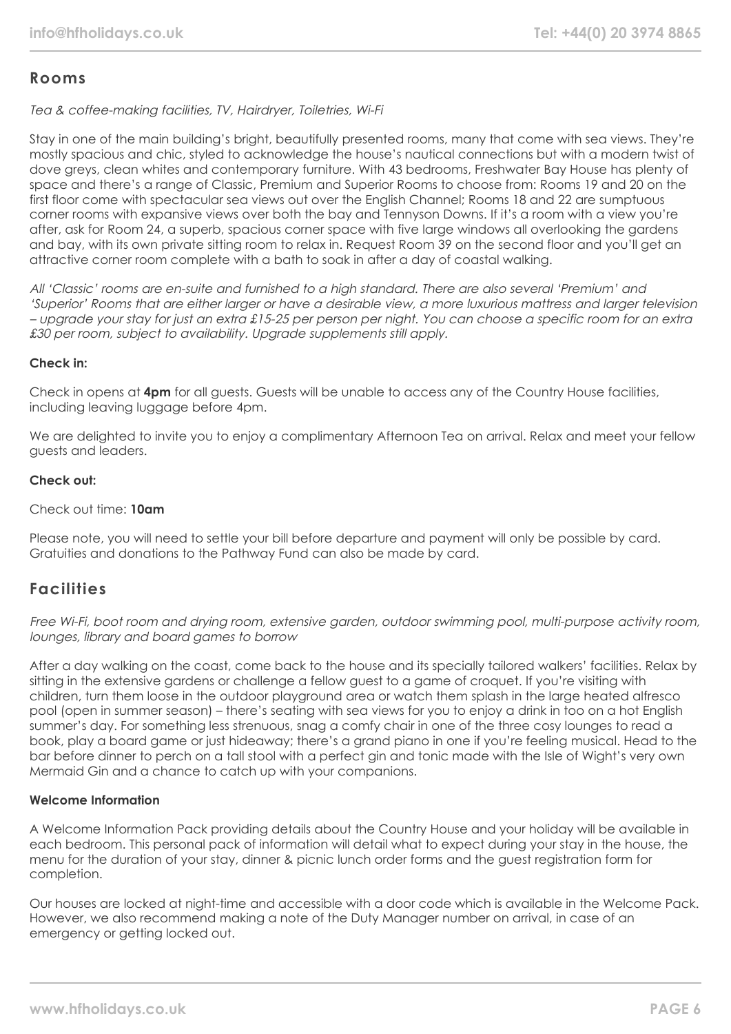## Rooms

*Tea & coffee-making facilities, TV, Hairdryer, Toiletries, Wi-Fi*

Stay in one of the main building's bright, beautifully presented rooms, many that come with sea views. They're mostly spacious and chic, styled to acknowledge the house's nautical connections but with a modern twist of dove greys, clean whites and contemporary furniture. With 43 bedrooms, Freshwater Bay House has plenty of space and there's a range of Classic, Premium and Superior Rooms to choose from: Rooms 19 and 20 on the first floor come with spectacular sea views out over the English Channel; Rooms 18 and 22 are sumptuous corner rooms with expansive views over both the bay and Tennyson Downs. If it's a room with a view you're after, ask for Room 24, a superb, spacious corner space with five large windows all overlooking the gardens and bay, with its own private sitting room to relax in. Request Room 39 on the second floor and you'll get an attractive corner room complete with a bath to soak in after a day of coastal walking.

*All 'Classic' rooms are en-suite and furnished to a high standard. There are also several 'Premium' and 'Superior' Rooms that are either larger or have a desirable view, a more luxurious mattress and larger television – upgrade your stay for just an extra £15-25 per person per night. You can choose a specific room for an extra £30 per room, subject to availability. Upgrade supplements still apply.*

**Check in:**

Check in opens at **4pm** for all guests. Guests will be unable to access any of the Country House facilities, including leaving luggage before 4pm.

We are delighted to invite you to enjoy a complimentary Afternoon Tea on arrival. Relax and meet your fellow guests and leaders.

**Check out:**

Check out time: **10am**

Please note, you will need to settle your bill before departure and payment will only be possible by card. Gratuities and donations to the Pathway Fund can also be made by card.

## Facilities

*Free Wi-Fi, boot room and drying room, extensive garden, outdoor swimming pool, multi-purpose activity room, lounges, library and board games to borrow*

After a day walking on the coast, come back to the house and its specially tailored walkers' facilities. Relax by sitting in the extensive gardens or challenge a fellow guest to a game of croquet. If you're visiting with children, turn them loose in the outdoor playground area or watch them splash in the large heated alfresco pool (open in summer season) – there's seating with sea views for you to enjoy a drink in too on a hot English summer's day. For something less strenuous, snag a comfy chair in one of the three cosy lounges to read a book, play a board game or just hideaway; there's a grand piano in one if you're feeling musical. Head to the bar before dinner to perch on a tall stool with a perfect gin and tonic made with the Isle of Wight's very own Mermaid Gin and a chance to catch up with your companions.

**Welcome Information**

A Welcome Information Pack providing details about the Country House and your holiday will be available in each bedroom. This personal pack of information will detail what to expect during your stay in the house, the menu for the duration of your stay, dinner & picnic lunch order forms and the guest registration form for completion.

Our houses are locked at night-time and accessible with a door code which is available in the Welcome Pack. However, we also recommend making a note of the Duty Manager number on arrival, in case of an emergency or getting locked out.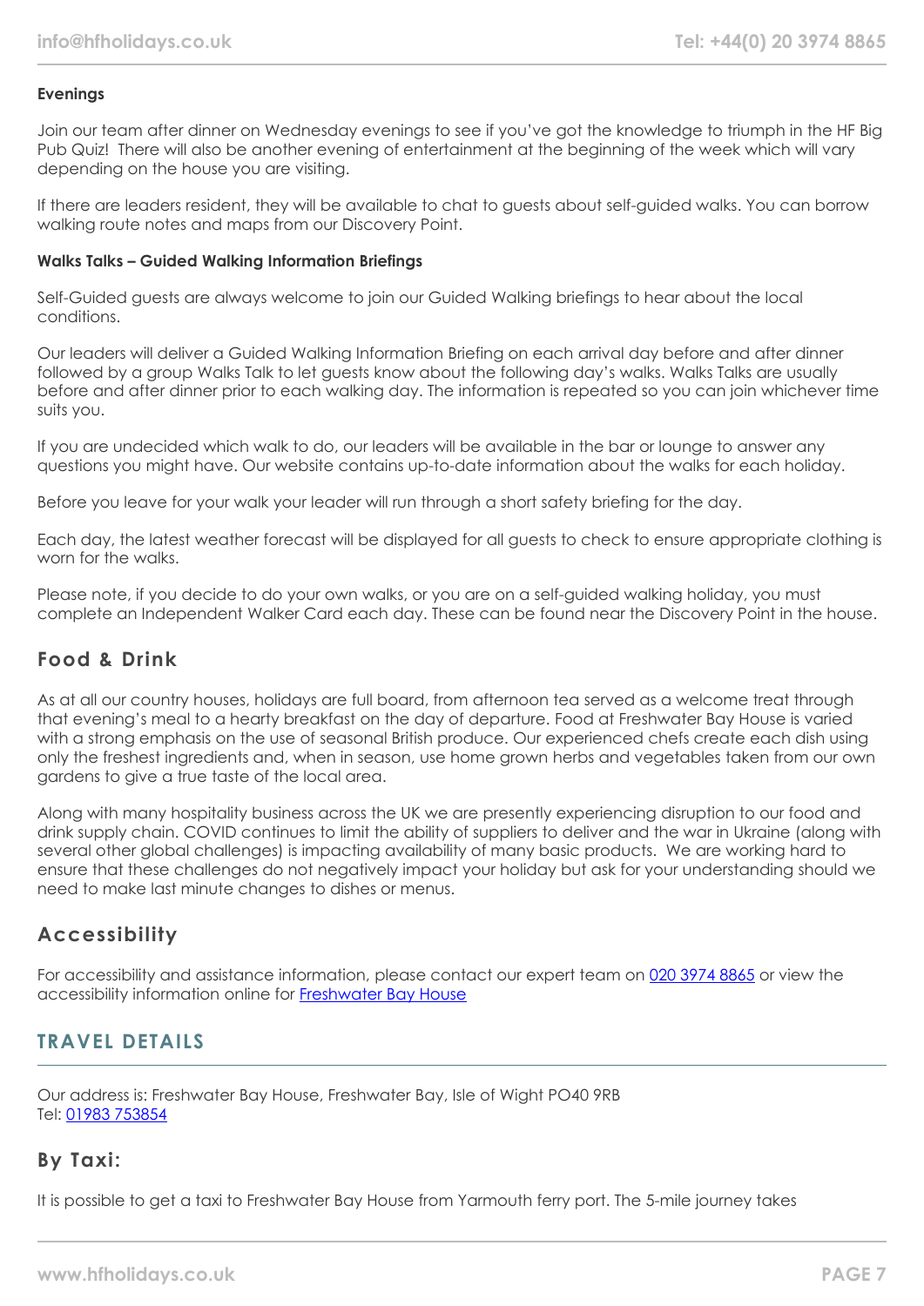**Evenings**

Join our team after dinner on Wednesday evenings to see if you've got the knowledge to triumph in the HF Big Pub Quiz! There will also be another evening of entertainment at the beginning of the week which will vary depending on the house you are visiting.

If there are leaders resident, they will be available to chat to guests about self-guided walks. You can borrow walking route notes and maps from our Discovery Point.

**Walks Talks – Guided Walking Information Briefings**

Self-Guided guests are always welcome to join our Guided Walking briefings to hear about the local conditions.

Our leaders will deliver a Guided Walking Information Briefing on each arrival day before and after dinner followed by a group Walks Talk to let guests know about the following day's walks. Walks Talks are usually before and after dinner prior to each walking day. The information is repeated so you can join whichever time suits you.

If you are undecided which walk to do, our leaders will be available in the bar or lounge to answer any questions you might have. Our website contains up-to-date information about the walks for each holiday.

Before you leave for your walk your leader will run through a short safety briefing for the day.

Each day, the latest weather forecast will be displayed for all guests to check to ensure appropriate clothing is worn for the walks.

Please note, if you decide to do your own walks, or you are on a self-guided walking holiday, you must complete an Independent Walker Card each day. These can be found near the Discovery Point in the house.

## Food & Drink

As at all our country houses, holidays are full board, from afternoon tea served as a welcome treat through that evening's meal to a hearty breakfast on the day of departure. Food at Freshwater Bay House is varied with a strong emphasis on the use of seasonal British produce. Our experienced chefs create each dish using only the freshest ingredients and, when in season, use home grown herbs and vegetables taken from our own gardens to give a true taste of the local area.

Along with many hospitality business across the UK we are presently experiencing disruption to our food and drink supply chain. COVID continues to limit the ability of suppliers to deliver and the war in Ukraine (along with several other global challenges) is impacting availability of many basic products. We are working hard to ensure that these challenges do not negatively impact your holiday but ask for your understanding should we need to make last minute changes to dishes or menus.

## Accessibility

For accessibility and assistance information, please contact our expert team on [020 3974 8865] or view the accessibility information online for [Freshwater Bay House]

# TRAVEL DETAILS

Our address is: Freshwater Bay House, Freshwater Bay, Isle of Wight PO40 9RB
Tel: [01983 753854]

## By Taxi:

It is possible to get a taxi to Freshwater Bay House from Yarmouth ferry port. The 5-mile journey takes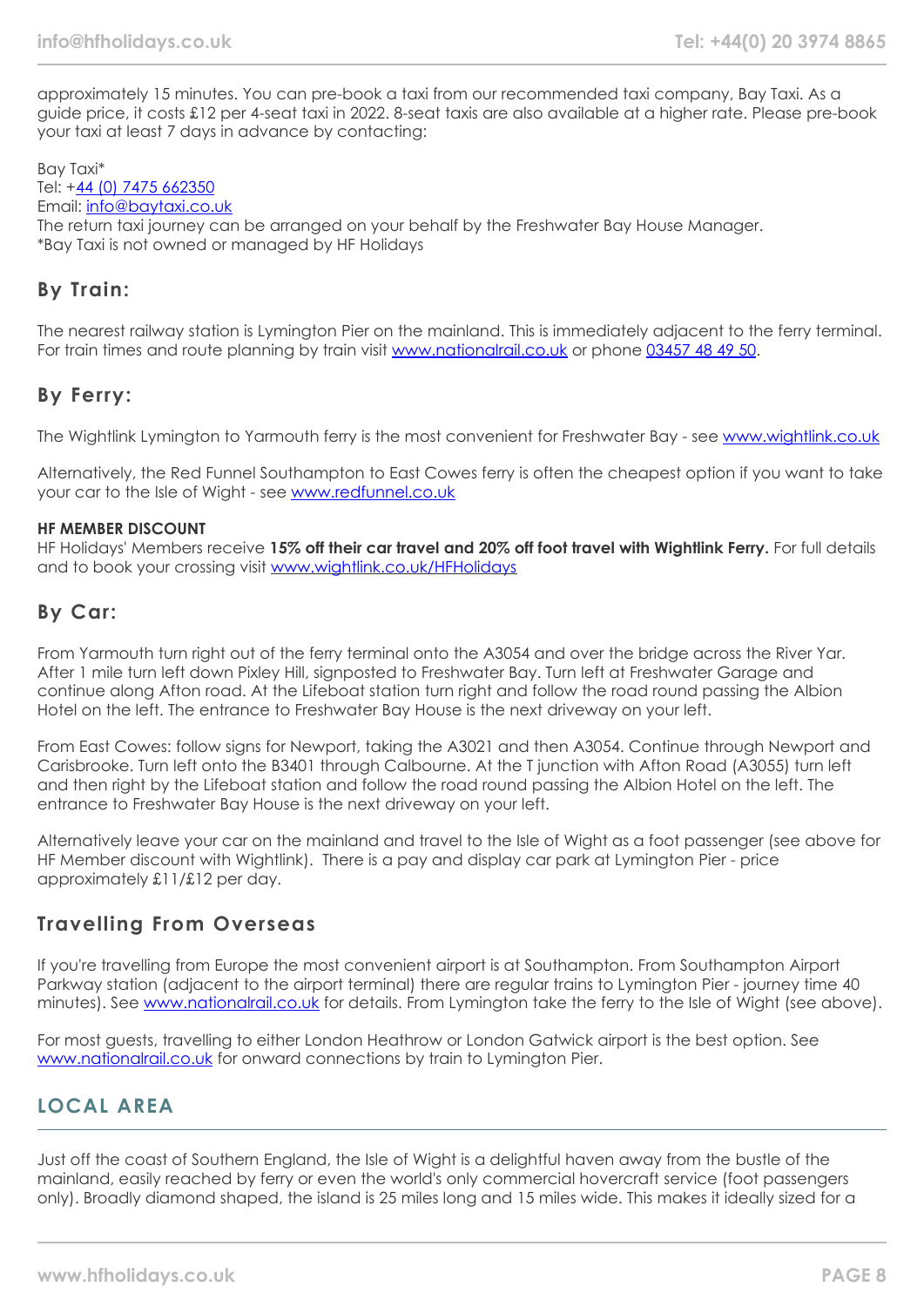approximately 15 minutes. You can pre-book a taxi from our recommended taxi company, Bay Taxi. As a guide price, it costs £12 per 4-seat taxi in 2022. 8-seat taxis are also available at a higher rate. Please pre-book your taxi at least 7 days in advance by contacting:

Bay Taxi*
Tel: +44 (0) 7475 662350
Email: info@baytaxi.co.uk
The return taxi journey can be arranged on your behalf by the Freshwater Bay House Manager.
*Bay Taxi is not owned or managed by HF Holidays

## By Train:

The nearest railway station is Lymington Pier on the mainland. This is immediately adjacent to the ferry terminal. For train times and route planning by train visit www.nationalrail.co.uk or phone 03457 48 49 50.

## By Ferry:

The Wightlink Lymington to Yarmouth ferry is the most convenient for Freshwater Bay - see www.wightlink.co.uk

Alternatively, the Red Funnel Southampton to East Cowes ferry is often the cheapest option if you want to take your car to the Isle of Wight - see www.redfunnel.co.uk

**HF MEMBER DISCOUNT**
HF Holidays' Members receive **15% off their car travel and 20% off foot travel with Wightlink Ferry.** For full details and to book your crossing visit www.wightlink.co.uk/HFHolidays

## By Car:

From Yarmouth turn right out of the ferry terminal onto the A3054 and over the bridge across the River Yar. After 1 mile turn left down Pixley Hill, signposted to Freshwater Bay. Turn left at Freshwater Garage and continue along Afton road. At the Lifeboat station turn right and follow the road round passing the Albion Hotel on the left. The entrance to Freshwater Bay House is the next driveway on your left.

From East Cowes: follow signs for Newport, taking the A3021 and then A3054. Continue through Newport and Carisbrooke. Turn left onto the B3401 through Calbourne. At the T junction with Afton Road (A3055) turn left and then right by the Lifeboat station and follow the road round passing the Albion Hotel on the left. The entrance to Freshwater Bay House is the next driveway on your left.

Alternatively leave your car on the mainland and travel to the Isle of Wight as a foot passenger (see above for HF Member discount with Wightlink). There is a pay and display car park at Lymington Pier - price approximately £11/£12 per day.

## Travelling From Overseas

If you're travelling from Europe the most convenient airport is at Southampton. From Southampton Airport Parkway station (adjacent to the airport terminal) there are regular trains to Lymington Pier - journey time 40 minutes). See www.nationalrail.co.uk for details. From Lymington take the ferry to the Isle of Wight (see above).

For most guests, travelling to either London Heathrow or London Gatwick airport is the best option. See www.nationalrail.co.uk for onward connections by train to Lymington Pier.

# LOCAL AREA

Just off the coast of Southern England, the Isle of Wight is a delightful haven away from the bustle of the mainland, easily reached by ferry or even the world's only commercial hovercraft service (foot passengers only). Broadly diamond shaped, the island is 25 miles long and 15 miles wide. This makes it ideally sized for a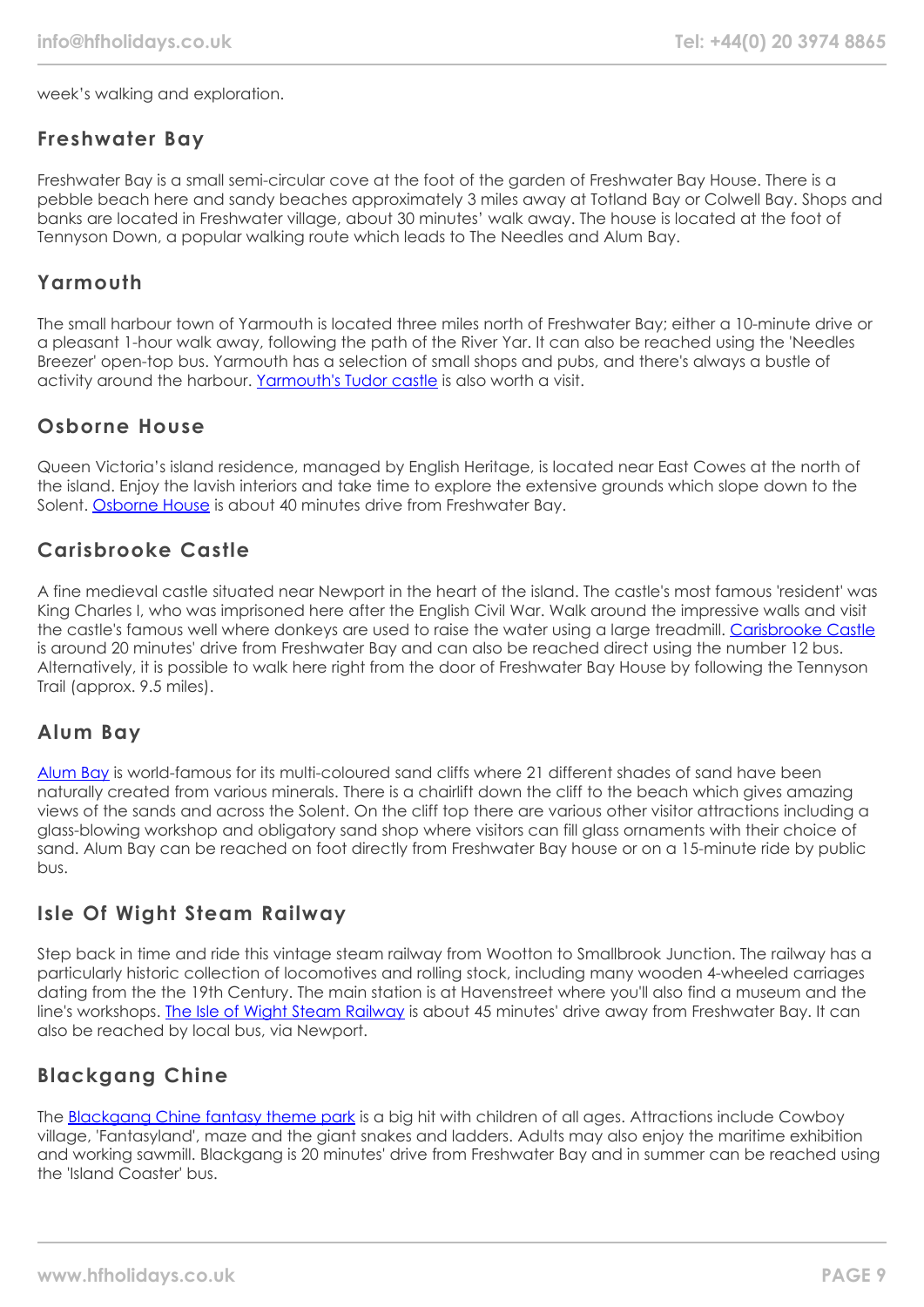week's walking and exploration.

## Freshwater Bay

Freshwater Bay is a small semi-circular cove at the foot of the garden of Freshwater Bay House. There is a pebble beach here and sandy beaches approximately 3 miles away at Totland Bay or Colwell Bay. Shops and banks are located in Freshwater village, about 30 minutes' walk away. The house is located at the foot of Tennyson Down, a popular walking route which leads to The Needles and Alum Bay.

## Yarmouth

The small harbour town of Yarmouth is located three miles north of Freshwater Bay; either a 10-minute drive or a pleasant 1-hour walk away, following the path of the River Yar. It can also be reached using the 'Needles Breezer' open-top bus. Yarmouth has a selection of small shops and pubs, and there's always a bustle of activity around the harbour. Yarmouth's Tudor castle is also worth a visit.

## Osborne House

Queen Victoria's island residence, managed by English Heritage, is located near East Cowes at the north of the island. Enjoy the lavish interiors and take time to explore the extensive grounds which slope down to the Solent. Osborne House is about 40 minutes drive from Freshwater Bay.

## Carisbrooke Castle

A fine medieval castle situated near Newport in the heart of the island. The castle's most famous 'resident' was King Charles I, who was imprisoned here after the English Civil War. Walk around the impressive walls and visit the castle's famous well where donkeys are used to raise the water using a large treadmill. Carisbrooke Castle is around 20 minutes' drive from Freshwater Bay and can also be reached direct using the number 12 bus. Alternatively, it is possible to walk here right from the door of Freshwater Bay House by following the Tennyson Trail (approx. 9.5 miles).

## Alum Bay

Alum Bay is world-famous for its multi-coloured sand cliffs where 21 different shades of sand have been naturally created from various minerals. There is a chairlift down the cliff to the beach which gives amazing views of the sands and across the Solent. On the cliff top there are various other visitor attractions including a glass-blowing workshop and obligatory sand shop where visitors can fill glass ornaments with their choice of sand. Alum Bay can be reached on foot directly from Freshwater Bay house or on a 15-minute ride by public bus.

## Isle Of Wight Steam Railway

Step back in time and ride this vintage steam railway from Wootton to Smallbrook Junction. The railway has a particularly historic collection of locomotives and rolling stock, including many wooden 4-wheeled carriages dating from the the 19th Century. The main station is at Havenstreet where you'll also find a museum and the line's workshops. The Isle of Wight Steam Railway is about 45 minutes' drive away from Freshwater Bay. It can also be reached by local bus, via Newport.

## Blackgang Chine

The Blackgang Chine fantasy theme park is a big hit with children of all ages. Attractions include Cowboy village, 'Fantasyland', maze and the giant snakes and ladders. Adults may also enjoy the maritime exhibition and working sawmill. Blackgang is 20 minutes' drive from Freshwater Bay and in summer can be reached using the 'Island Coaster' bus.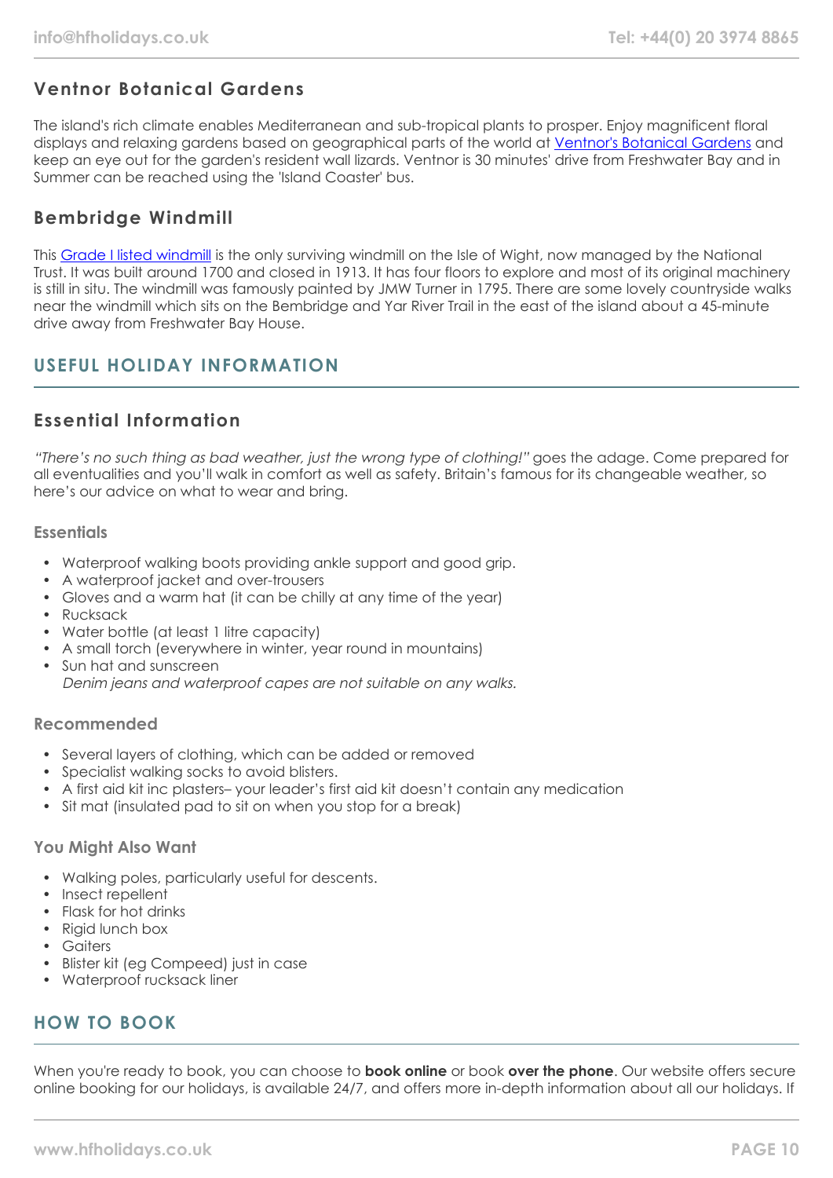## Ventnor Botanical Gardens

The island's rich climate enables Mediterranean and sub-tropical plants to prosper. Enjoy magnificent floral displays and relaxing gardens based on geographical parts of the world at Ventnor's Botanical Gardens and keep an eye out for the garden's resident wall lizards. Ventnor is 30 minutes' drive from Freshwater Bay and in Summer can be reached using the 'Island Coaster' bus.

## Bembridge Windmill

This Grade I listed windmill is the only surviving windmill on the Isle of Wight, now managed by the National Trust. It was built around 1700 and closed in 1913. It has four floors to explore and most of its original machinery is still in situ. The windmill was famously painted by JMW Turner in 1795. There are some lovely countryside walks near the windmill which sits on the Bembridge and Yar River Trail in the east of the island about a 45-minute drive away from Freshwater Bay House.

# USEFUL HOLIDAY INFORMATION

## Essential Information

*"There's no such thing as bad weather, just the wrong type of clothing!"* goes the adage. Come prepared for all eventualities and you'll walk in comfort as well as safety. Britain's famous for its changeable weather, so here's our advice on what to wear and bring.

### Essentials

- Waterproof walking boots providing ankle support and good grip.
- A waterproof jacket and over-trousers
- Gloves and a warm hat (it can be chilly at any time of the year)
- Rucksack
- Water bottle (at least 1 litre capacity)
- A small torch (everywhere in winter, year round in mountains)
- Sun hat and sunscreen
  *Denim jeans and waterproof capes are not suitable on any walks.*

### Recommended

- Several layers of clothing, which can be added or removed
- Specialist walking socks to avoid blisters.
- A first aid kit inc plasters– your leader's first aid kit doesn't contain any medication
- Sit mat (insulated pad to sit on when you stop for a break)

### You Might Also Want

- Walking poles, particularly useful for descents.
- Insect repellent
- Flask for hot drinks
- Rigid lunch box
- Gaiters
- Blister kit (eg Compeed) just in case
- Waterproof rucksack liner

# HOW TO BOOK

When you're ready to book, you can choose to **book online** or book **over the phone**. Our website offers secure online booking for our holidays, is available 24/7, and offers more in-depth information about all our holidays. If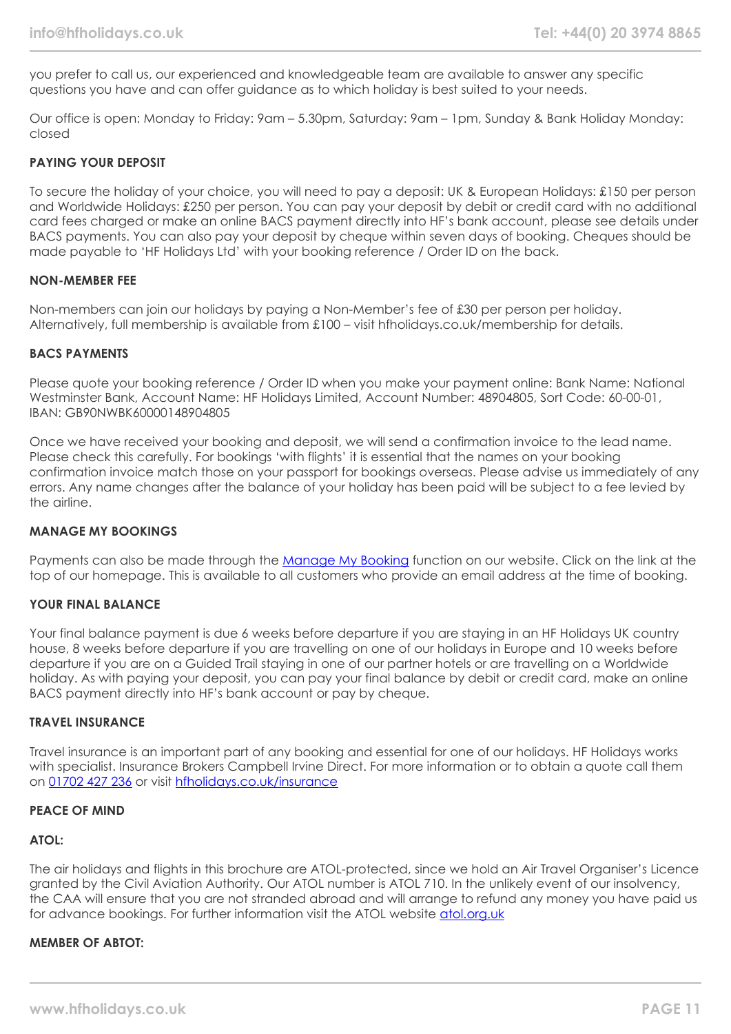you prefer to call us, our experienced and knowledgeable team are available to answer any specific questions you have and can offer guidance as to which holiday is best suited to your needs.

Our office is open: Monday to Friday: 9am – 5.30pm, Saturday: 9am – 1pm, Sunday & Bank Holiday Monday: closed

**PAYING YOUR DEPOSIT**

To secure the holiday of your choice, you will need to pay a deposit: UK & European Holidays: £150 per person and Worldwide Holidays: £250 per person. You can pay your deposit by debit or credit card with no additional card fees charged or make an online BACS payment directly into HF's bank account, please see details under BACS payments. You can also pay your deposit by cheque within seven days of booking. Cheques should be made payable to 'HF Holidays Ltd' with your booking reference / Order ID on the back.

**NON-MEMBER FEE**

Non-members can join our holidays by paying a Non-Member's fee of £30 per person per holiday. Alternatively, full membership is available from £100 – visit hfholidays.co.uk/membership for details.

**BACS PAYMENTS**

Please quote your booking reference / Order ID when you make your payment online: Bank Name: National Westminster Bank, Account Name: HF Holidays Limited, Account Number: 48904805, Sort Code: 60-00-01, IBAN: GB90NWBK60000148904805

Once we have received your booking and deposit, we will send a confirmation invoice to the lead name. Please check this carefully. For bookings 'with flights' it is essential that the names on your booking confirmation invoice match those on your passport for bookings overseas. Please advise us immediately of any errors. Any name changes after the balance of your holiday has been paid will be subject to a fee levied by the airline.

**MANAGE MY BOOKINGS**

Payments can also be made through the Manage My Booking function on our website. Click on the link at the top of our homepage. This is available to all customers who provide an email address at the time of booking.

**YOUR FINAL BALANCE**

Your final balance payment is due 6 weeks before departure if you are staying in an HF Holidays UK country house, 8 weeks before departure if you are travelling on one of our holidays in Europe and 10 weeks before departure if you are on a Guided Trail staying in one of our partner hotels or are travelling on a Worldwide holiday. As with paying your deposit, you can pay your final balance by debit or credit card, make an online BACS payment directly into HF's bank account or pay by cheque.

**TRAVEL INSURANCE**

Travel insurance is an important part of any booking and essential for one of our holidays. HF Holidays works with specialist. Insurance Brokers Campbell Irvine Direct. For more information or to obtain a quote call them on 01702 427 236 or visit hfholidays.co.uk/insurance

**PEACE OF MIND**

**ATOL:**

The air holidays and flights in this brochure are ATOL-protected, since we hold an Air Travel Organiser's Licence granted by the Civil Aviation Authority. Our ATOL number is ATOL 710. In the unlikely event of our insolvency, the CAA will ensure that you are not stranded abroad and will arrange to refund any money you have paid us for advance bookings. For further information visit the ATOL website atol.org.uk

**MEMBER OF ABTOT:**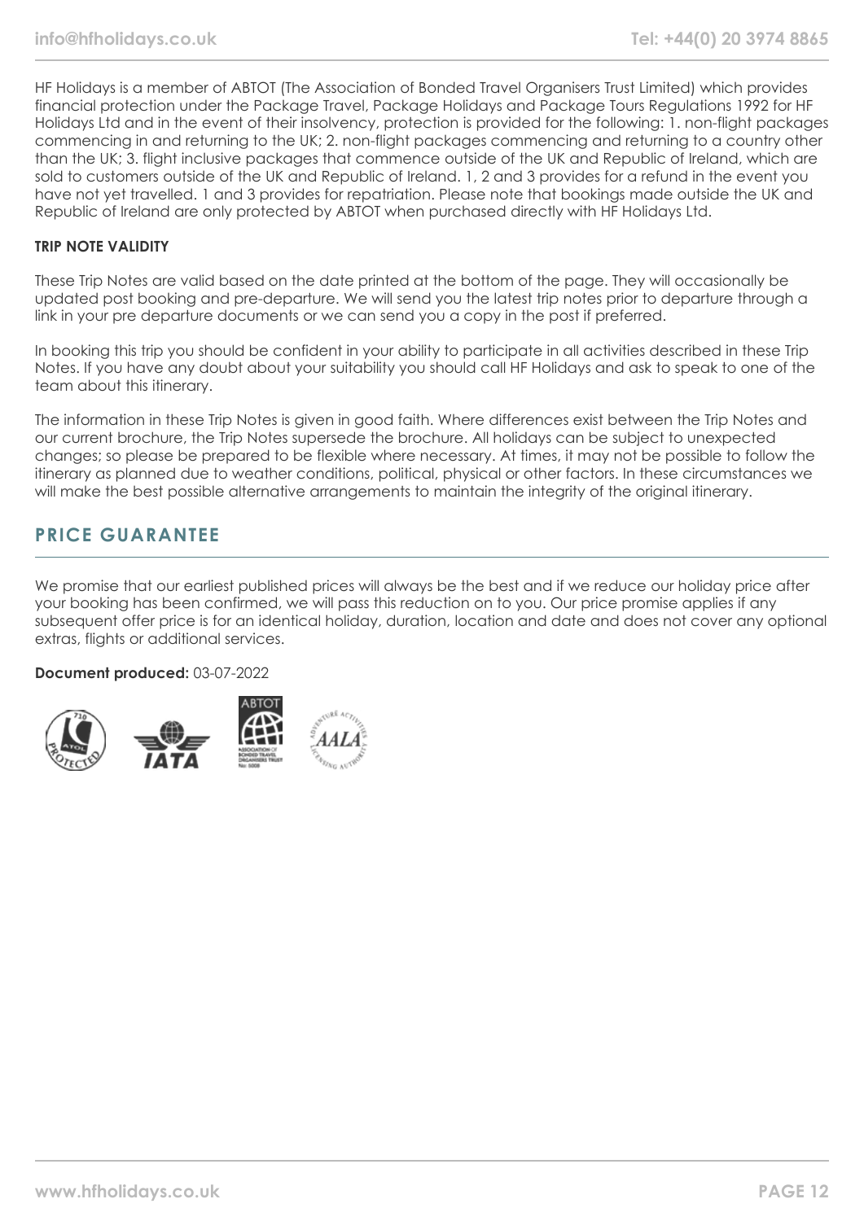HF Holidays is a member of ABTOT (The Association of Bonded Travel Organisers Trust Limited) which provides financial protection under the Package Travel, Package Holidays and Package Tours Regulations 1992 for HF Holidays Ltd and in the event of their insolvency, protection is provided for the following: 1. non-flight packages commencing in and returning to the UK; 2. non-flight packages commencing and returning to a country other than the UK; 3. flight inclusive packages that commence outside of the UK and Republic of Ireland, which are sold to customers outside of the UK and Republic of Ireland. 1, 2 and 3 provides for a refund in the event you have not yet travelled. 1 and 3 provides for repatriation. Please note that bookings made outside the UK and Republic of Ireland are only protected by ABTOT when purchased directly with HF Holidays Ltd.

**TRIP NOTE VALIDITY**

These Trip Notes are valid based on the date printed at the bottom of the page. They will occasionally be updated post booking and pre-departure. We will send you the latest trip notes prior to departure through a link in your pre departure documents or we can send you a copy in the post if preferred.

In booking this trip you should be confident in your ability to participate in all activities described in these Trip Notes. If you have any doubt about your suitability you should call HF Holidays and ask to speak to one of the team about this itinerary.

The information in these Trip Notes is given in good faith. Where differences exist between the Trip Notes and our current brochure, the Trip Notes supersede the brochure. All holidays can be subject to unexpected changes; so please be prepared to be flexible where necessary. At times, it may not be possible to follow the itinerary as planned due to weather conditions, political, physical or other factors. In these circumstances we will make the best possible alternative arrangements to maintain the integrity of the original itinerary.

## PRICE GUARANTEE

We promise that our earliest published prices will always be the best and if we reduce our holiday price after your booking has been confirmed, we will pass this reduction on to you. Our price promise applies if any subsequent offer price is for an identical holiday, duration, location and date and does not cover any optional extras, flights or additional services.

**Document produced:** 03-07-2022